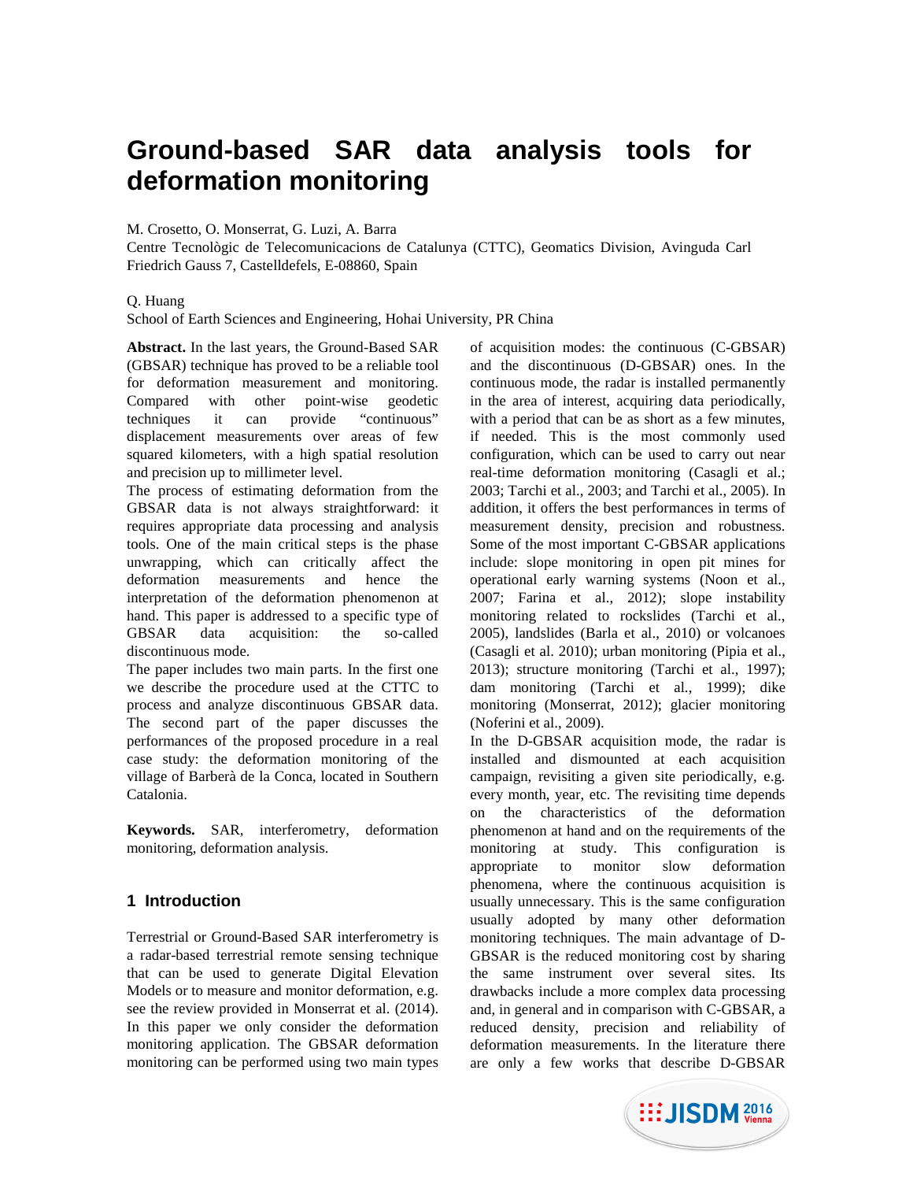# Ground-based SAR data analysis tools for deformation monitoring

M. Crosetto, O. Monserrat, G. Luzi, A. Barra
Centre Tecnològic de Telecomunicacions de Catalunya (CTTC), Geomatics Division, Avinguda Carl Friedrich Gauss 7, Castelldefels, E-08860, Spain

Q. Huang
School of Earth Sciences and Engineering, Hohai University, PR China

**Abstract.** In the last years, the Ground-Based SAR (GBSAR) technique has proved to be a reliable tool for deformation measurement and monitoring. Compared with other point-wise geodetic techniques it can provide "continuous" displacement measurements over areas of few squared kilometers, with a high spatial resolution and precision up to millimeter level.

The process of estimating deformation from the GBSAR data is not always straightforward: it requires appropriate data processing and analysis tools. One of the main critical steps is the phase unwrapping, which can critically affect the deformation measurements and hence the interpretation of the deformation phenomenon at hand. This paper is addressed to a specific type of GBSAR data acquisition: the so-called discontinuous mode.

The paper includes two main parts. In the first one we describe the procedure used at the CTTC to process and analyze discontinuous GBSAR data. The second part of the paper discusses the performances of the proposed procedure in a real case study: the deformation monitoring of the village of Barberà de la Conca, located in Southern Catalonia.

**Keywords.** SAR, interferometry, deformation monitoring, deformation analysis.

## 1 Introduction

Terrestrial or Ground-Based SAR interferometry is a radar-based terrestrial remote sensing technique that can be used to generate Digital Elevation Models or to measure and monitor deformation, e.g. see the review provided in Monserrat et al. (2014). In this paper we only consider the deformation monitoring application. The GBSAR deformation monitoring can be performed using two main types of acquisition modes: the continuous (C-GBSAR) and the discontinuous (D-GBSAR) ones. In the continuous mode, the radar is installed permanently in the area of interest, acquiring data periodically, with a period that can be as short as a few minutes, if needed. This is the most commonly used configuration, which can be used to carry out near real-time deformation monitoring (Casagli et al.; 2003; Tarchi et al., 2003; and Tarchi et al., 2005). In addition, it offers the best performances in terms of measurement density, precision and robustness. Some of the most important C-GBSAR applications include: slope monitoring in open pit mines for operational early warning systems (Noon et al., 2007; Farina et al., 2012); slope instability monitoring related to rockslides (Tarchi et al., 2005), landslides (Barla et al., 2010) or volcanoes (Casagli et al. 2010); urban monitoring (Pipia et al., 2013); structure monitoring (Tarchi et al., 1997); dam monitoring (Tarchi et al., 1999); dike monitoring (Monserrat, 2012); glacier monitoring (Noferini et al., 2009).

In the D-GBSAR acquisition mode, the radar is installed and dismounted at each acquisition campaign, revisiting a given site periodically, e.g. every month, year, etc. The revisiting time depends on the characteristics of the deformation phenomenon at hand and on the requirements of the monitoring at study. This configuration is appropriate to monitor slow deformation phenomena, where the continuous acquisition is usually unnecessary. This is the same configuration usually adopted by many other deformation monitoring techniques. The main advantage of D-GBSAR is the reduced monitoring cost by sharing the same instrument over several sites. Its drawbacks include a more complex data processing and, in general and in comparison with C-GBSAR, a reduced density, precision and reliability of deformation measurements. In the literature there are only a few works that describe D-GBSAR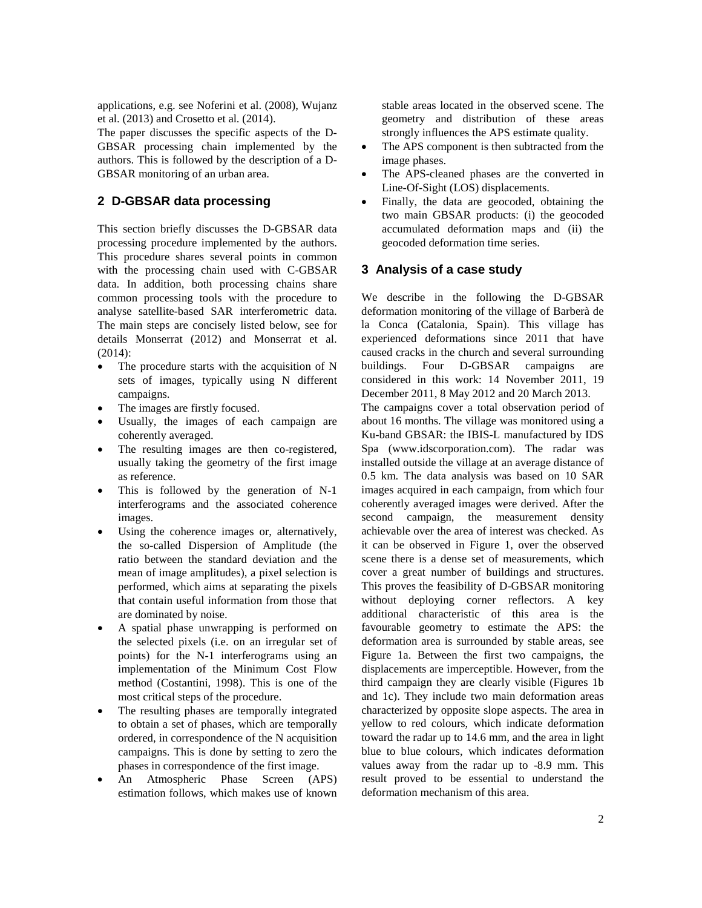applications, e.g. see Noferini et al. (2008), Wujanz et al. (2013) and Crosetto et al. (2014).

The paper discusses the specific aspects of the D-GBSAR processing chain implemented by the authors. This is followed by the description of a D-GBSAR monitoring of an urban area.

## 2 D-GBSAR data processing

This section briefly discusses the D-GBSAR data processing procedure implemented by the authors. This procedure shares several points in common with the processing chain used with C-GBSAR data. In addition, both processing chains share common processing tools with the procedure to analyse satellite-based SAR interferometric data. The main steps are concisely listed below, see for details Monserrat (2012) and Monserrat et al. (2014):

- The procedure starts with the acquisition of N sets of images, typically using N different campaigns.
- The images are firstly focused.
- Usually, the images of each campaign are coherently averaged.
- The resulting images are then co-registered, usually taking the geometry of the first image as reference.
- This is followed by the generation of N-1 interferograms and the associated coherence images.
- Using the coherence images or, alternatively, the so-called Dispersion of Amplitude (the ratio between the standard deviation and the mean of image amplitudes), a pixel selection is performed, which aims at separating the pixels that contain useful information from those that are dominated by noise.
- A spatial phase unwrapping is performed on the selected pixels (i.e. on an irregular set of points) for the N-1 interferograms using an implementation of the Minimum Cost Flow method (Costantini, 1998). This is one of the most critical steps of the procedure.
- The resulting phases are temporally integrated to obtain a set of phases, which are temporally ordered, in correspondence of the N acquisition campaigns. This is done by setting to zero the phases in correspondence of the first image.
- An Atmospheric Phase Screen (APS) estimation follows, which makes use of known stable areas located in the observed scene. The geometry and distribution of these areas strongly influences the APS estimate quality.
- The APS component is then subtracted from the image phases.
- The APS-cleaned phases are the converted in Line-Of-Sight (LOS) displacements.
- Finally, the data are geocoded, obtaining the two main GBSAR products: (i) the geocoded accumulated deformation maps and (ii) the geocoded deformation time series.

## 3 Analysis of a case study

We describe in the following the D-GBSAR deformation monitoring of the village of Barberà de la Conca (Catalonia, Spain). This village has experienced deformations since 2011 that have caused cracks in the church and several surrounding buildings. Four D-GBSAR campaigns are considered in this work: 14 November 2011, 19 December 2011, 8 May 2012 and 20 March 2013.

The campaigns cover a total observation period of about 16 months. The village was monitored using a Ku-band GBSAR: the IBIS-L manufactured by IDS Spa (www.idscorporation.com). The radar was installed outside the village at an average distance of 0.5 km. The data analysis was based on 10 SAR images acquired in each campaign, from which four coherently averaged images were derived. After the second campaign, the measurement density achievable over the area of interest was checked. As it can be observed in Figure 1, over the observed scene there is a dense set of measurements, which cover a great number of buildings and structures. This proves the feasibility of D-GBSAR monitoring without deploying corner reflectors. A key additional characteristic of this area is the favourable geometry to estimate the APS: the deformation area is surrounded by stable areas, see Figure 1a. Between the first two campaigns, the displacements are imperceptible. However, from the third campaign they are clearly visible (Figures 1b and 1c). They include two main deformation areas characterized by opposite slope aspects. The area in yellow to red colours, which indicate deformation toward the radar up to 14.6 mm, and the area in light blue to blue colours, which indicates deformation values away from the radar up to -8.9 mm. This result proved to be essential to understand the deformation mechanism of this area.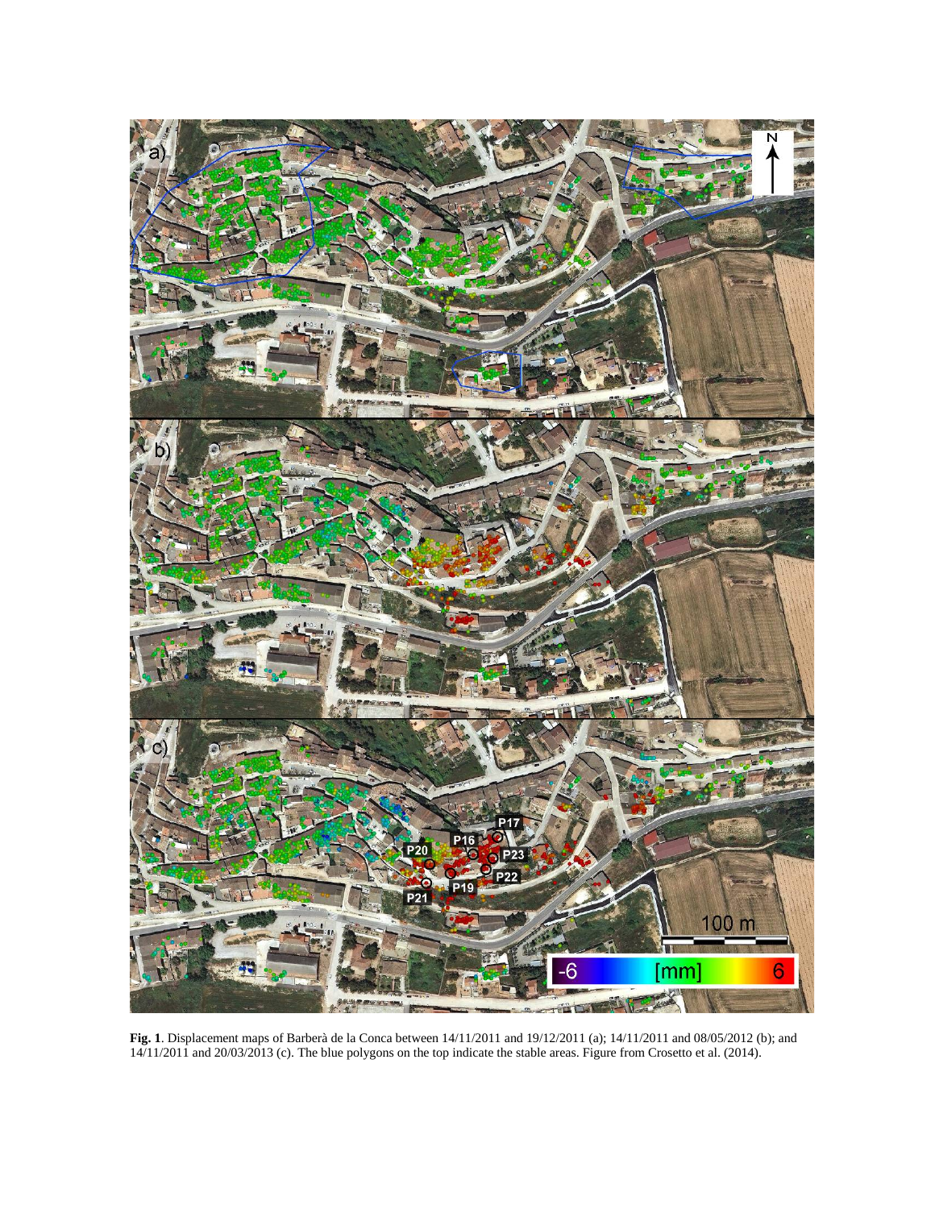**Fig. 1**. Displacement maps of Barberà de la Conca between 14/11/2011 and 19/12/2011 (a); 14/11/2011 and 08/05/2012 (b); and 14/11/2011 and 20/03/2013 (c). The blue polygons on the top indicate the stable areas. Figure from Crosetto et al. (2014).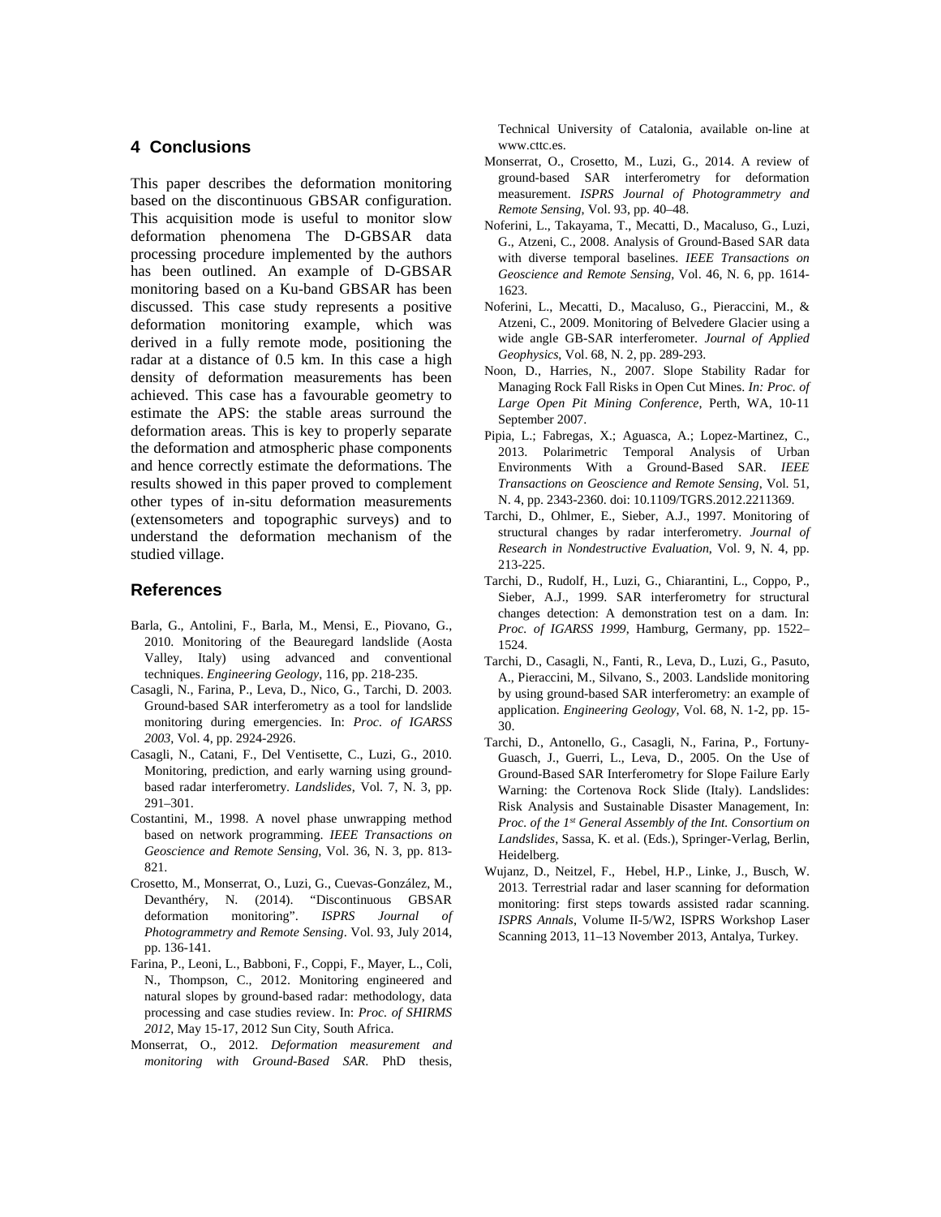## 4 Conclusions

This paper describes the deformation monitoring based on the discontinuous GBSAR configuration. This acquisition mode is useful to monitor slow deformation phenomena The D-GBSAR data processing procedure implemented by the authors has been outlined. An example of D-GBSAR monitoring based on a Ku-band GBSAR has been discussed. This case study represents a positive deformation monitoring example, which was derived in a fully remote mode, positioning the radar at a distance of 0.5 km. In this case a high density of deformation measurements has been achieved. This case has a favourable geometry to estimate the APS: the stable areas surround the deformation areas. This is key to properly separate the deformation and atmospheric phase components and hence correctly estimate the deformations. The results showed in this paper proved to complement other types of in-situ deformation measurements (extensometers and topographic surveys) and to understand the deformation mechanism of the studied village.

## References

Barla, G., Antolini, F., Barla, M., Mensi, E., Piovano, G., 2010. Monitoring of the Beauregard landslide (Aosta Valley, Italy) using advanced and conventional techniques. *Engineering Geology*, 116, pp. 218-235.

Casagli, N., Farina, P., Leva, D., Nico, G., Tarchi, D. 2003. Ground-based SAR interferometry as a tool for landslide monitoring during emergencies. In: *Proc. of IGARSS 2003*, Vol. 4, pp. 2924-2926.

Casagli, N., Catani, F., Del Ventisette, C., Luzi, G., 2010. Monitoring, prediction, and early warning using ground-based radar interferometry. *Landslides*, Vol. 7, N. 3, pp. 291–301.

Costantini, M., 1998. A novel phase unwrapping method based on network programming. *IEEE Transactions on Geoscience and Remote Sensing*, Vol. 36, N. 3, pp. 813-821.

Crosetto, M., Monserrat, O., Luzi, G., Cuevas-González, M., Devanthéry, N. (2014). "Discontinuous GBSAR deformation monitoring". *ISPRS Journal of Photogrammetry and Remote Sensing*. Vol. 93, July 2014, pp. 136-141.

Farina, P., Leoni, L., Babboni, F., Coppi, F., Mayer, L., Coli, N., Thompson, C., 2012. Monitoring engineered and natural slopes by ground-based radar: methodology, data processing and case studies review. In: *Proc. of SHIRMS 2012*, May 15-17, 2012 Sun City, South Africa.

Monserrat, O., 2012. *Deformation measurement and monitoring with Ground-Based SAR*. PhD thesis, Technical University of Catalonia, available on-line at www.cttc.es.

Monserrat, O., Crosetto, M., Luzi, G., 2014. A review of ground-based SAR interferometry for deformation measurement. *ISPRS Journal of Photogrammetry and Remote Sensing*, Vol. 93, pp. 40–48.

Noferini, L., Takayama, T., Mecatti, D., Macaluso, G., Luzi, G., Atzeni, C., 2008. Analysis of Ground-Based SAR data with diverse temporal baselines. *IEEE Transactions on Geoscience and Remote Sensing*, Vol. 46, N. 6, pp. 1614-1623.

Noferini, L., Mecatti, D., Macaluso, G., Pieraccini, M., & Atzeni, C., 2009. Monitoring of Belvedere Glacier using a wide angle GB-SAR interferometer. *Journal of Applied Geophysics*, Vol. 68, N. 2, pp. 289-293.

Noon, D., Harries, N., 2007. Slope Stability Radar for Managing Rock Fall Risks in Open Cut Mines. *In: Proc. of Large Open Pit Mining Conference*, Perth, WA, 10-11 September 2007.

Pipia, L.; Fabregas, X.; Aguasca, A.; Lopez-Martinez, C., 2013. Polarimetric Temporal Analysis of Urban Environments With a Ground-Based SAR. *IEEE Transactions on Geoscience and Remote Sensing*, Vol. 51, N. 4, pp. 2343-2360. doi: 10.1109/TGRS.2012.2211369.

Tarchi, D., Ohlmer, E., Sieber, A.J., 1997. Monitoring of structural changes by radar interferometry. *Journal of Research in Nondestructive Evaluation*, Vol. 9, N. 4, pp. 213-225.

Tarchi, D., Rudolf, H., Luzi, G., Chiarantini, L., Coppo, P., Sieber, A.J., 1999. SAR interferometry for structural changes detection: A demonstration test on a dam. In: *Proc. of IGARSS 1999*, Hamburg, Germany, pp. 1522–1524.

Tarchi, D., Casagli, N., Fanti, R., Leva, D., Luzi, G., Pasuto, A., Pieraccini, M., Silvano, S., 2003. Landslide monitoring by using ground-based SAR interferometry: an example of application. *Engineering Geology*, Vol. 68, N. 1-2, pp. 15-30.

Tarchi, D., Antonello, G., Casagli, N., Farina, P., Fortuny-Guasch, J., Guerri, L., Leva, D., 2005. On the Use of Ground-Based SAR Interferometry for Slope Failure Early Warning: the Cortenova Rock Slide (Italy). Landslides: Risk Analysis and Sustainable Disaster Management, In: *Proc. of the 1st General Assembly of the Int. Consortium on Landslides*, Sassa, K. et al. (Eds.), Springer-Verlag, Berlin, Heidelberg.

Wujanz, D., Neitzel, F., Hebel, H.P., Linke, J., Busch, W. 2013. Terrestrial radar and laser scanning for deformation monitoring: first steps towards assisted radar scanning. *ISPRS Annals*, Volume II-5/W2, ISPRS Workshop Laser Scanning 2013, 11–13 November 2013, Antalya, Turkey.